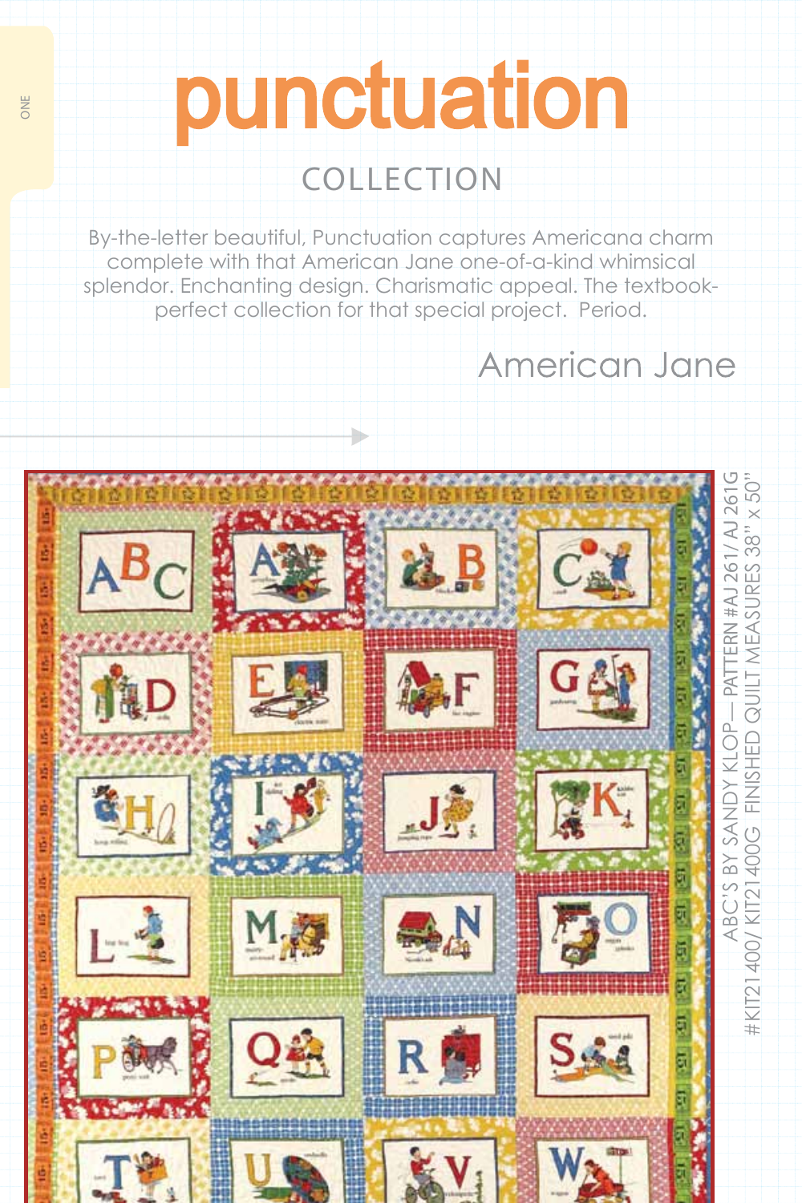# punctuation

## COLLECTION

By-the-letter beautiful, Punctuation captures Americana charm complete with that American Jane one-of-a-kind whimsical splendor. Enchanting design. Charismatic appeal. The textbook-perfect collection for that special project. Period.

American Jane

ABC'S BY SANDY KLOP—PATTERN #AJ 261/ AJ 261G
#KIT21400/ KIT21400G FINISHED QUILT MEASURES 38" x 50"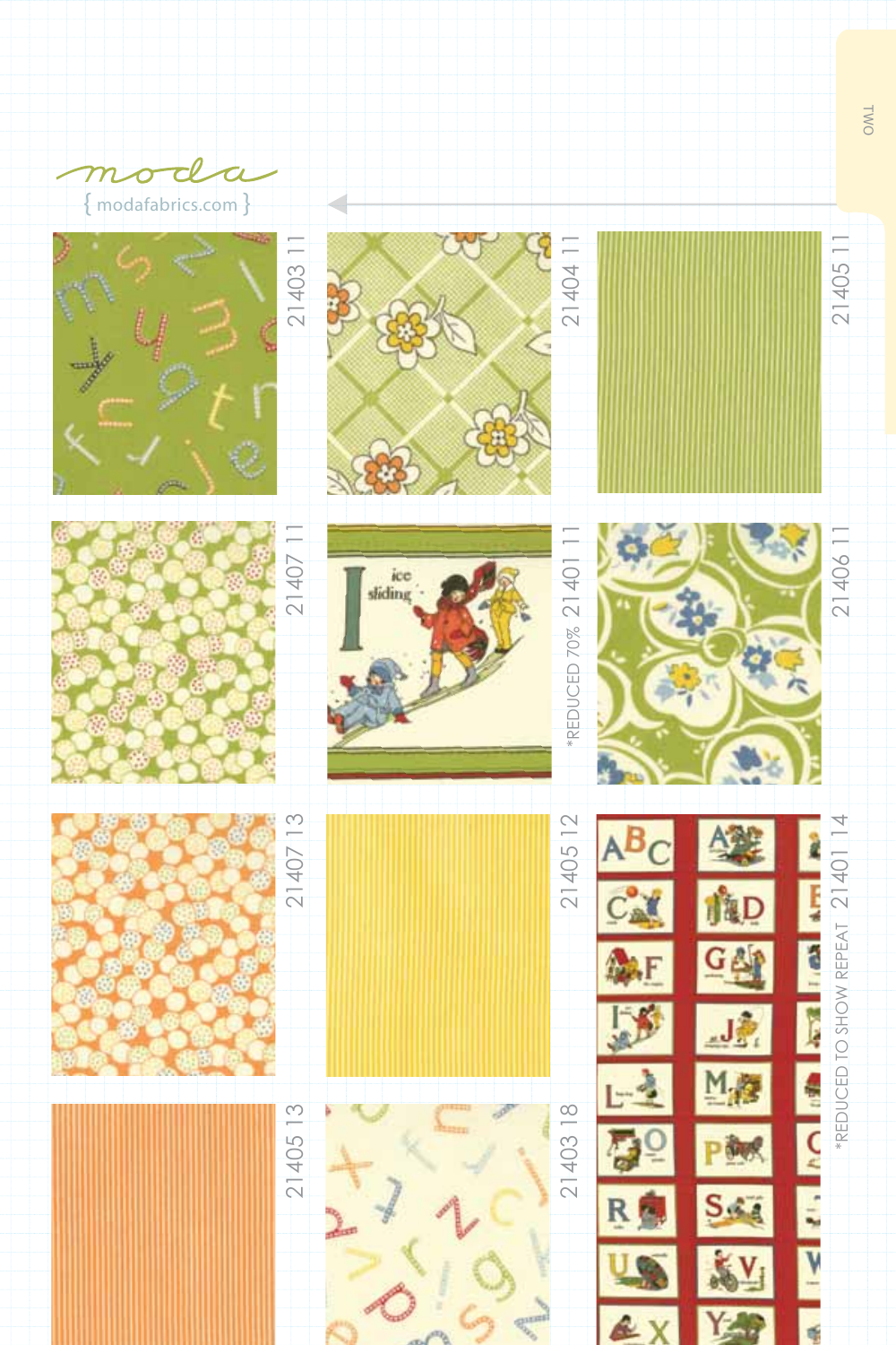moda

{ modafabrics.com }

21403 11

21404 11

21405 11

21407 11

*REDUCED 70% 21401 11

21406 11

21407 13

21405 12

*REDUCED TO SHOW REPEAT 21401 14

21405 13

21403 18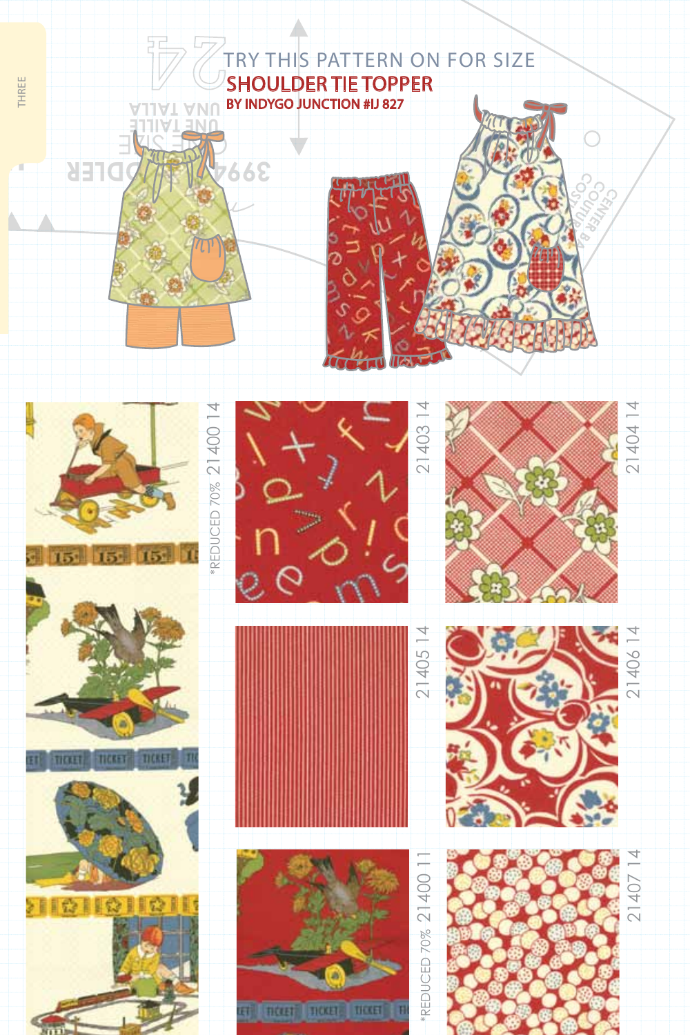## TRY THIS PATTERN ON FOR SIZE

### SHOULDER TIE TOPPER

**BY INDYGO JUNCTION #IJ 827**

*REDUCED 70% 21400 14

21403 14

21404 14

21405 14

21406 14

*REDUCED 70% 21400 11

21407 14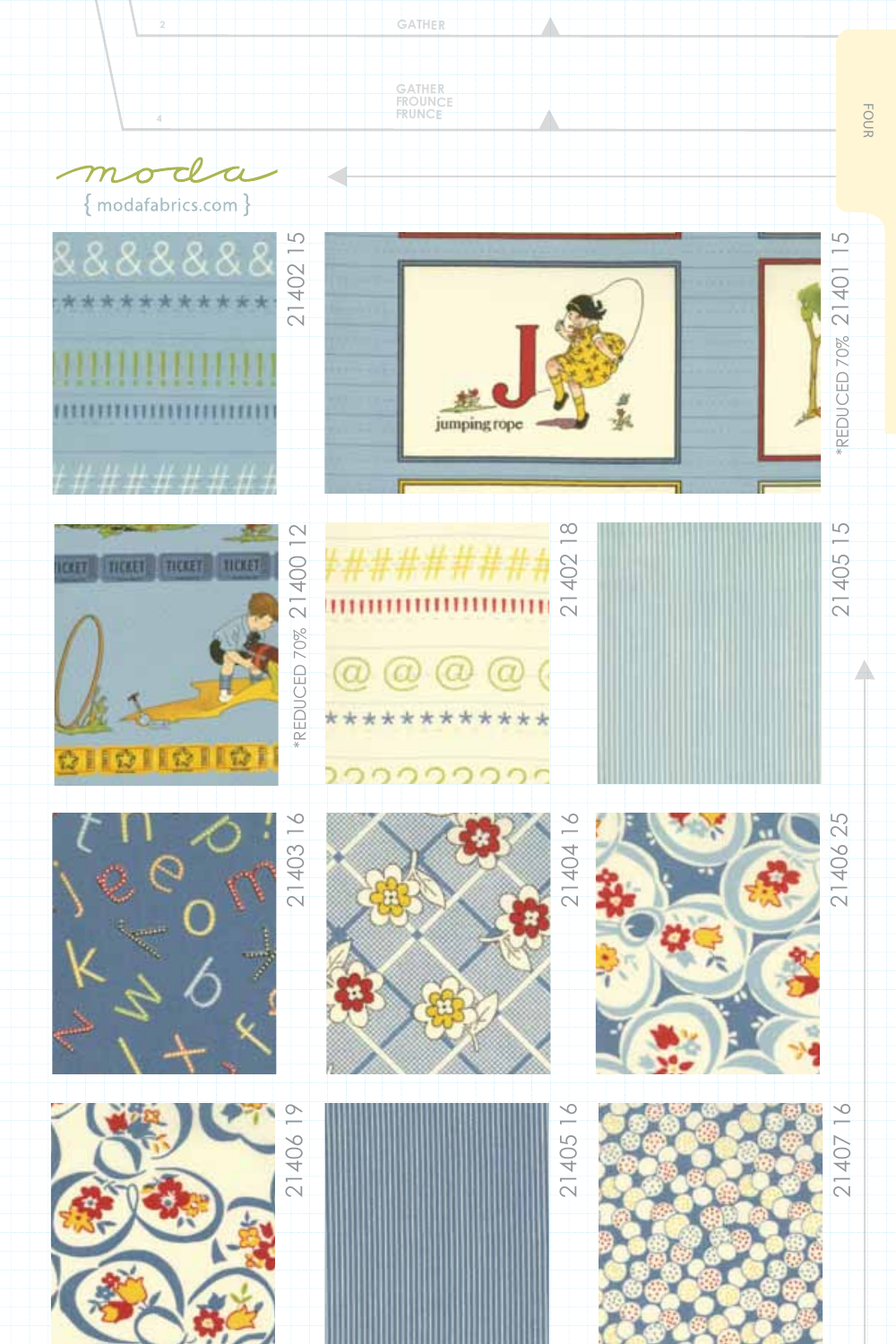GATHER

GATHER
FROUNCE
FRUNCE

moda
{ modafabrics.com }

FOUR

21402 15

21401 15
*REDUCED 70%

jumping rope

21400 12
*REDUCED 70%

21402 18

21405 15

21403 16

21404 16

21406 25

21406 19

21405 16

21407 16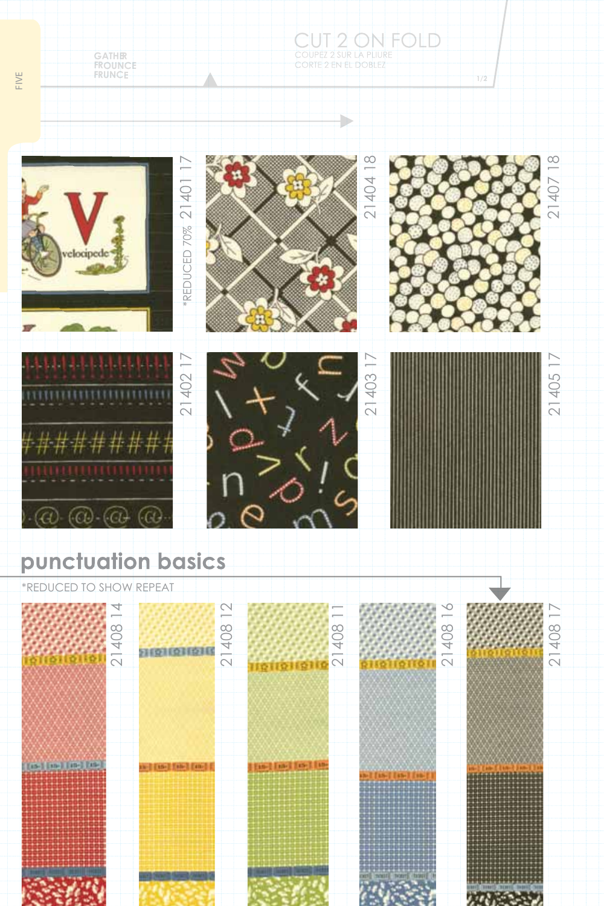GATHER
FROUNCE
FRUNCE

CUT 2 ON FOLD
COUPEZ 2 SUR LA PLIURE
CORTE 2 EN EL DOBLEZ

1/2

*REDUCED 70% 21401 17

21404 18

21407 18

21402 17

21403 17

21405 17

## punctuation basics

*REDUCED TO SHOW REPEAT

21408 14

21408 12

21408 11

21408 16

21408 17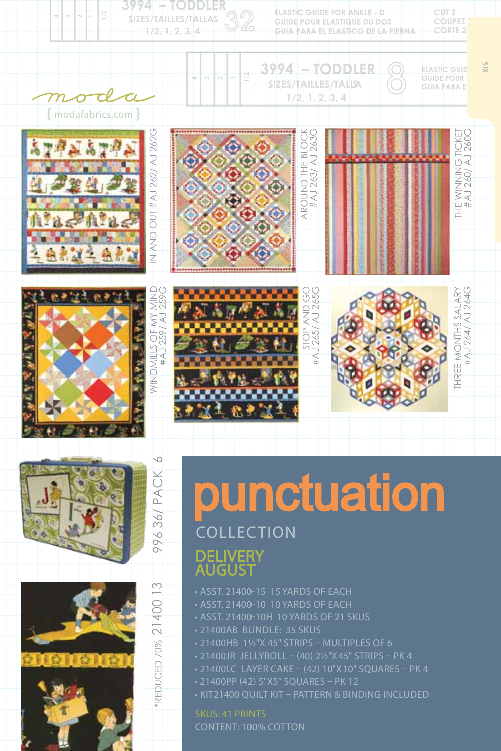moda
{ modafabrics.com }

IN AND OUT #AJ 262/ AJ 262G

AROUND THE BLOCK #AJ 263/ AJ 263G

THE WINNING TICKET #AJ 260/ AJ 260G

WINDMILLS OF MY MIND #AJ 259/ AJ 259G

STOP AND GO #AJ 265/ AJ 265G

THREE MONTHS SALARY #AJ 264/ AJ 264G

996 36/ PACK 6

*REDUCED 70% 21400 13

# punctuation

## COLLECTION

### DELIVERY AUGUST

- ASST. 21400-15 15 YARDS OF EACH
- ASST. 21400-10 10 YARDS OF EACH
- ASST. 21400-10H 10 YARDS OF 21 SKUS
- 21400AB BUNDLE: 35 SKUS
- 21400HB 1½"X 45" STRIPS – MULTIPLES OF 6
- 21400JR JELLYROLL – (40) 2½"X45" STRIPS – PK 4
- 21400LC LAYER CAKE – (42) 10"X 10" SQUARES – PK 4
- 21400PP (42) 5"X5" SQUARES – PK 12
- KIT21400 QUILT KIT – PATTERN & BINDING INCLUDED

SKUS: 41 PRINTS

CONTENT: 100% COTTON